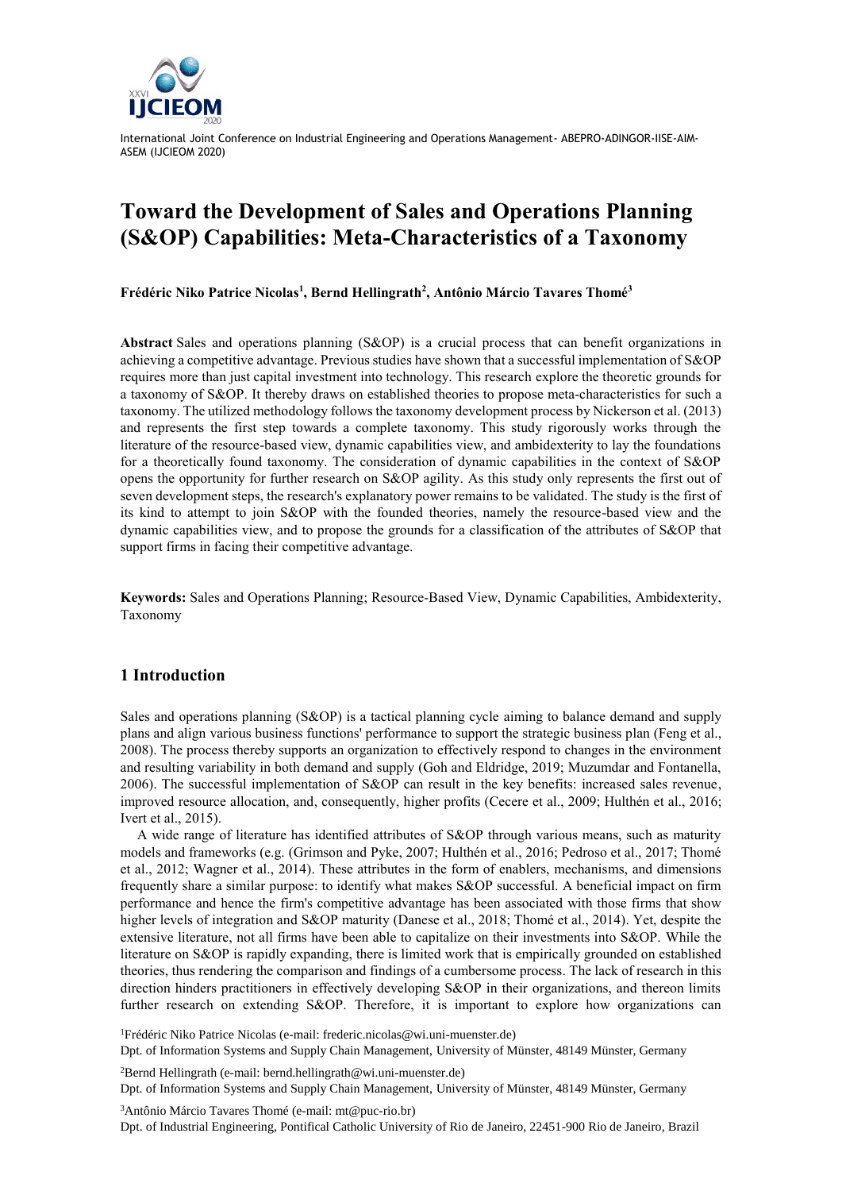# Toward the Development of Sales and Operations Planning (S&OP) Capabilities: Meta-Characteristics of a Taxonomy

**Frédéric Niko Patrice Nicolas[1], Bernd Hellingrath[2], Antônio Márcio Tavares Thomé[3]**

**Abstract** Sales and operations planning (S&OP) is a crucial process that can benefit organizations in achieving a competitive advantage. Previous studies have shown that a successful implementation of S&OP requires more than just capital investment into technology. This research explore the theoretic grounds for a taxonomy of S&OP. It thereby draws on established theories to propose meta-characteristics for such a taxonomy. The utilized methodology follows the taxonomy development process by Nickerson et al. (2013) and represents the first step towards a complete taxonomy. This study rigorously works through the literature of the resource-based view, dynamic capabilities view, and ambidexterity to lay the foundations for a theoretically found taxonomy. The consideration of dynamic capabilities in the context of S&OP opens the opportunity for further research on S&OP agility. As this study only represents the first out of seven development steps, the research's explanatory power remains to be validated. The study is the first of its kind to attempt to join S&OP with the founded theories, namely the resource-based view and the dynamic capabilities view, and to propose the grounds for a classification of the attributes of S&OP that support firms in facing their competitive advantage.

**Keywords:** Sales and Operations Planning; Resource-Based View, Dynamic Capabilities, Ambidexterity, Taxonomy

## 1 Introduction

Sales and operations planning (S&OP) is a tactical planning cycle aiming to balance demand and supply plans and align various business functions' performance to support the strategic business plan (Feng et al., 2008). The process thereby supports an organization to effectively respond to changes in the environment and resulting variability in both demand and supply (Goh and Eldridge, 2019; Muzumdar and Fontanella, 2006). The successful implementation of S&OP can result in the key benefits: increased sales revenue, improved resource allocation, and, consequently, higher profits (Cecere et al., 2009; Hulthén et al., 2016; Ivert et al., 2015).

A wide range of literature has identified attributes of S&OP through various means, such as maturity models and frameworks (e.g. (Grimson and Pyke, 2007; Hulthén et al., 2016; Pedroso et al., 2017; Thomé et al., 2012; Wagner et al., 2014). These attributes in the form of enablers, mechanisms, and dimensions frequently share a similar purpose: to identify what makes S&OP successful. A beneficial impact on firm performance and hence the firm's competitive advantage has been associated with those firms that show higher levels of integration and S&OP maturity (Danese et al., 2018; Thomé et al., 2014). Yet, despite the extensive literature, not all firms have been able to capitalize on their investments into S&OP. While the literature on S&OP is rapidly expanding, there is limited work that is empirically grounded on established theories, thus rendering the comparison and findings of a cumbersome process. The lack of research in this direction hinders practitioners in effectively developing S&OP in their organizations, and thereon limits further research on extending S&OP. Therefore, it is important to explore how organizations can

[1]Frédéric Niko Patrice Nicolas (e-mail: frederic.nicolas@wi.uni-muenster.de)
Dpt. of Information Systems and Supply Chain Management, University of Münster, 48149 Münster, Germany

[2]Bernd Hellingrath (e-mail: bernd.hellingrath@wi.uni-muenster.de)
Dpt. of Information Systems and Supply Chain Management, University of Münster, 48149 Münster, Germany

[3]Antônio Márcio Tavares Thomé (e-mail: mt@puc-rio.br)
Dpt. of Industrial Engineering, Pontifical Catholic University of Rio de Janeiro, 22451-900 Rio de Janeiro, Brazil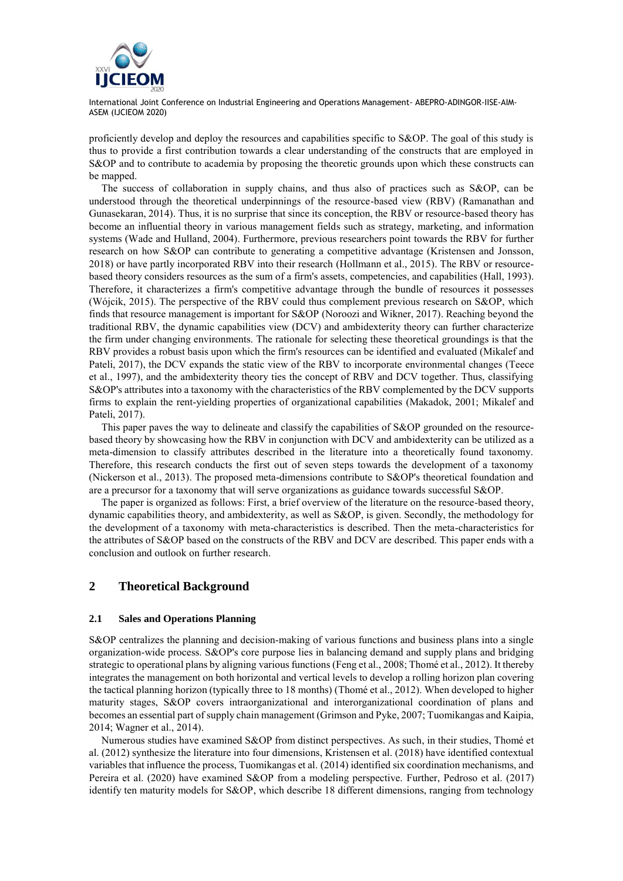proficiently develop and deploy the resources and capabilities specific to S&OP. The goal of this study is thus to provide a first contribution towards a clear understanding of the constructs that are employed in S&OP and to contribute to academia by proposing the theoretic grounds upon which these constructs can be mapped.

The success of collaboration in supply chains, and thus also of practices such as S&OP, can be understood through the theoretical underpinnings of the resource-based view (RBV) (Ramanathan and Gunasekaran, 2014). Thus, it is no surprise that since its conception, the RBV or resource-based theory has become an influential theory in various management fields such as strategy, marketing, and information systems (Wade and Hulland, 2004). Furthermore, previous researchers point towards the RBV for further research on how S&OP can contribute to generating a competitive advantage (Kristensen and Jonsson, 2018) or have partly incorporated RBV into their research (Hollmann et al., 2015). The RBV or resource-based theory considers resources as the sum of a firm's assets, competencies, and capabilities (Hall, 1993). Therefore, it characterizes a firm's competitive advantage through the bundle of resources it possesses (Wójcik, 2015). The perspective of the RBV could thus complement previous research on S&OP, which finds that resource management is important for S&OP (Noroozi and Wikner, 2017). Reaching beyond the traditional RBV, the dynamic capabilities view (DCV) and ambidexterity theory can further characterize the firm under changing environments. The rationale for selecting these theoretical groundings is that the RBV provides a robust basis upon which the firm's resources can be identified and evaluated (Mikalef and Pateli, 2017), the DCV expands the static view of the RBV to incorporate environmental changes (Teece et al., 1997), and the ambidexterity theory ties the concept of RBV and DCV together. Thus, classifying S&OP's attributes into a taxonomy with the characteristics of the RBV complemented by the DCV supports firms to explain the rent-yielding properties of organizational capabilities (Makadok, 2001; Mikalef and Pateli, 2017).

This paper paves the way to delineate and classify the capabilities of S&OP grounded on the resource-based theory by showcasing how the RBV in conjunction with DCV and ambidexterity can be utilized as a meta-dimension to classify attributes described in the literature into a theoretically found taxonomy. Therefore, this research conducts the first out of seven steps towards the development of a taxonomy (Nickerson et al., 2013). The proposed meta-dimensions contribute to S&OP's theoretical foundation and are a precursor for a taxonomy that will serve organizations as guidance towards successful S&OP.

The paper is organized as follows: First, a brief overview of the literature on the resource-based theory, dynamic capabilities theory, and ambidexterity, as well as S&OP, is given. Secondly, the methodology for the development of a taxonomy with meta-characteristics is described. Then the meta-characteristics for the attributes of S&OP based on the constructs of the RBV and DCV are described. This paper ends with a conclusion and outlook on further research.

## 2 Theoretical Background

### 2.1 Sales and Operations Planning

S&OP centralizes the planning and decision-making of various functions and business plans into a single organization-wide process. S&OP's core purpose lies in balancing demand and supply plans and bridging strategic to operational plans by aligning various functions (Feng et al., 2008; Thomé et al., 2012). It thereby integrates the management on both horizontal and vertical levels to develop a rolling horizon plan covering the tactical planning horizon (typically three to 18 months) (Thomé et al., 2012). When developed to higher maturity stages, S&OP covers intraorganizational and interorganizational coordination of plans and becomes an essential part of supply chain management (Grimson and Pyke, 2007; Tuomikangas and Kaipia, 2014; Wagner et al., 2014).

Numerous studies have examined S&OP from distinct perspectives. As such, in their studies, Thomé et al. (2012) synthesize the literature into four dimensions, Kristensen et al. (2018) have identified contextual variables that influence the process, Tuomikangas et al. (2014) identified six coordination mechanisms, and Pereira et al. (2020) have examined S&OP from a modeling perspective. Further, Pedroso et al. (2017) identify ten maturity models for S&OP, which describe 18 different dimensions, ranging from technology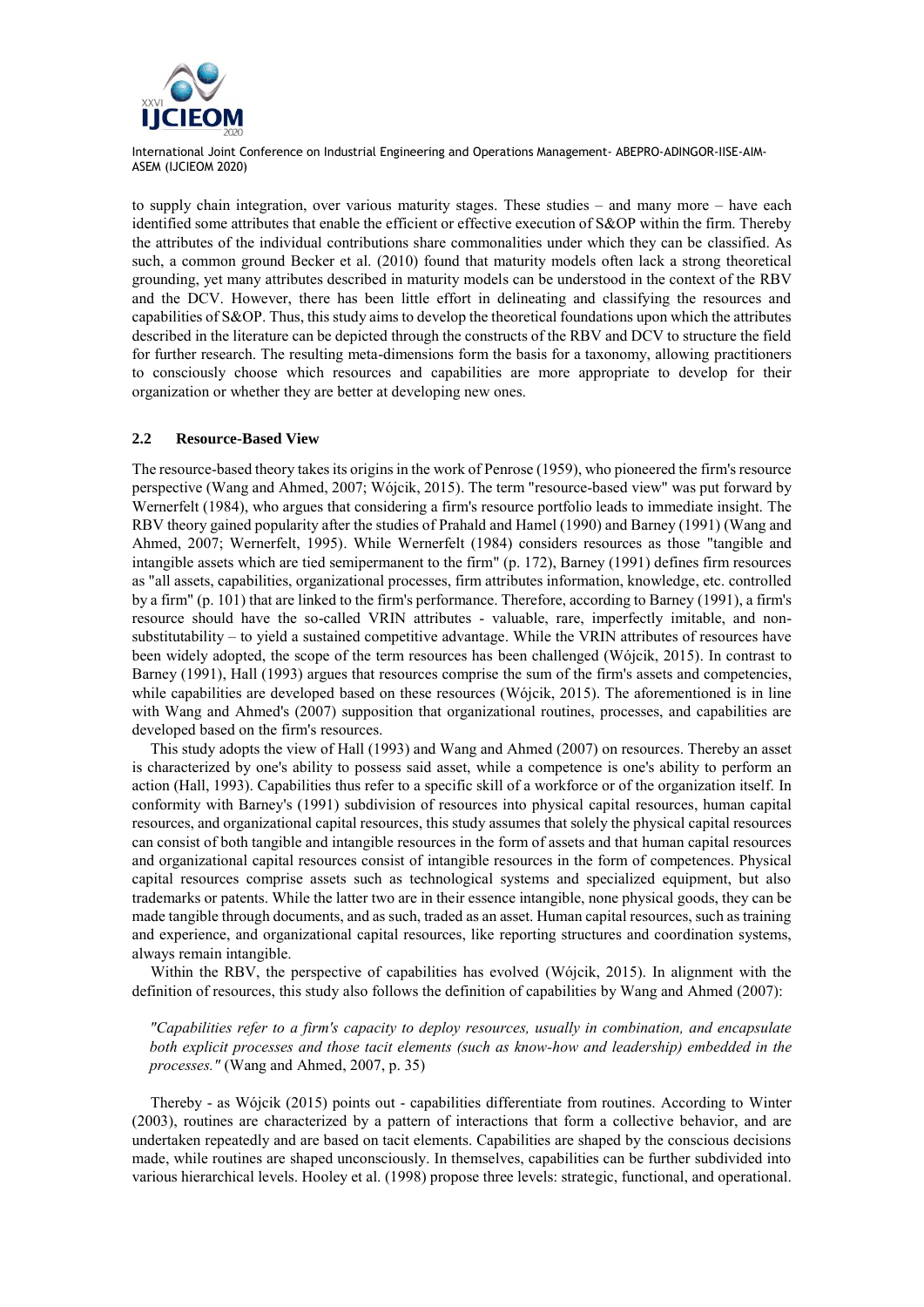to supply chain integration, over various maturity stages. These studies – and many more – have each identified some attributes that enable the efficient or effective execution of S&OP within the firm. Thereby the attributes of the individual contributions share commonalities under which they can be classified. As such, a common ground Becker et al. (2010) found that maturity models often lack a strong theoretical grounding, yet many attributes described in maturity models can be understood in the context of the RBV and the DCV. However, there has been little effort in delineating and classifying the resources and capabilities of S&OP. Thus, this study aims to develop the theoretical foundations upon which the attributes described in the literature can be depicted through the constructs of the RBV and DCV to structure the field for further research. The resulting meta-dimensions form the basis for a taxonomy, allowing practitioners to consciously choose which resources and capabilities are more appropriate to develop for their organization or whether they are better at developing new ones.

### 2.2 Resource-Based View

The resource-based theory takes its origins in the work of Penrose (1959), who pioneered the firm's resource perspective (Wang and Ahmed, 2007; Wójcik, 2015). The term "resource-based view" was put forward by Wernerfelt (1984), who argues that considering a firm's resource portfolio leads to immediate insight. The RBV theory gained popularity after the studies of Prahald and Hamel (1990) and Barney (1991) (Wang and Ahmed, 2007; Wernerfelt, 1995). While Wernerfelt (1984) considers resources as those "tangible and intangible assets which are tied semipermanent to the firm" (p. 172), Barney (1991) defines firm resources as "all assets, capabilities, organizational processes, firm attributes information, knowledge, etc. controlled by a firm" (p. 101) that are linked to the firm's performance. Therefore, according to Barney (1991), a firm's resource should have the so-called VRIN attributes - valuable, rare, imperfectly imitable, and non-substitutability – to yield a sustained competitive advantage. While the VRIN attributes of resources have been widely adopted, the scope of the term resources has been challenged (Wójcik, 2015). In contrast to Barney (1991), Hall (1993) argues that resources comprise the sum of the firm's assets and competencies, while capabilities are developed based on these resources (Wójcik, 2015). The aforementioned is in line with Wang and Ahmed's (2007) supposition that organizational routines, processes, and capabilities are developed based on the firm's resources.

This study adopts the view of Hall (1993) and Wang and Ahmed (2007) on resources. Thereby an asset is characterized by one's ability to possess said asset, while a competence is one's ability to perform an action (Hall, 1993). Capabilities thus refer to a specific skill of a workforce or of the organization itself. In conformity with Barney's (1991) subdivision of resources into physical capital resources, human capital resources, and organizational capital resources, this study assumes that solely the physical capital resources can consist of both tangible and intangible resources in the form of assets and that human capital resources and organizational capital resources consist of intangible resources in the form of competences. Physical capital resources comprise assets such as technological systems and specialized equipment, but also trademarks or patents. While the latter two are in their essence intangible, none physical goods, they can be made tangible through documents, and as such, traded as an asset. Human capital resources, such as training and experience, and organizational capital resources, like reporting structures and coordination systems, always remain intangible.

Within the RBV, the perspective of capabilities has evolved (Wójcik, 2015). In alignment with the definition of resources, this study also follows the definition of capabilities by Wang and Ahmed (2007):

> *"Capabilities refer to a firm's capacity to deploy resources, usually in combination, and encapsulate both explicit processes and those tacit elements (such as know-how and leadership) embedded in the processes."* (Wang and Ahmed, 2007, p. 35)

Thereby - as Wójcik (2015) points out - capabilities differentiate from routines. According to Winter (2003), routines are characterized by a pattern of interactions that form a collective behavior, and are undertaken repeatedly and are based on tacit elements. Capabilities are shaped by the conscious decisions made, while routines are shaped unconsciously. In themselves, capabilities can be further subdivided into various hierarchical levels. Hooley et al. (1998) propose three levels: strategic, functional, and operational.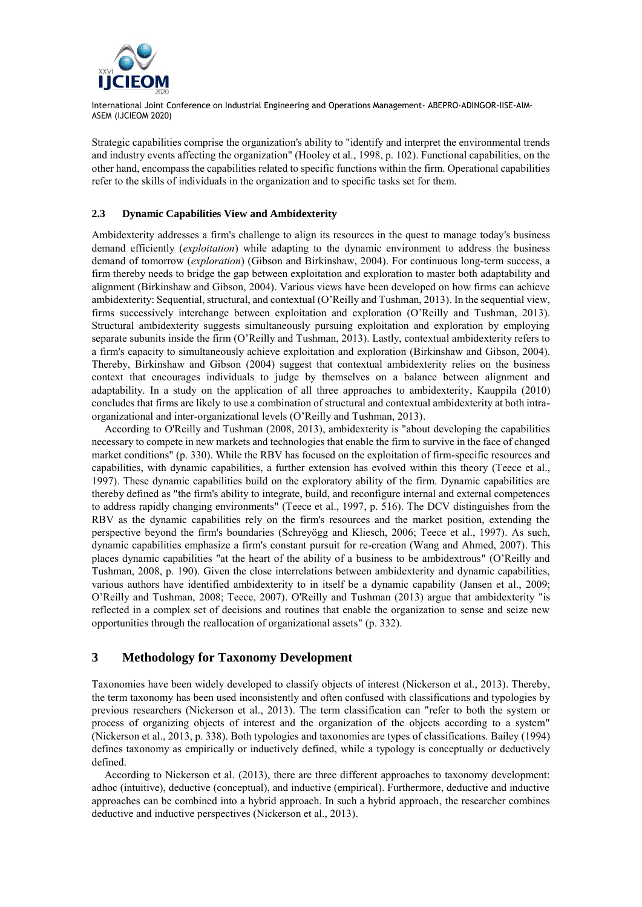Strategic capabilities comprise the organization's ability to "identify and interpret the environmental trends and industry events affecting the organization" (Hooley et al., 1998, p. 102). Functional capabilities, on the other hand, encompass the capabilities related to specific functions within the firm. Operational capabilities refer to the skills of individuals in the organization and to specific tasks set for them.

### 2.3 Dynamic Capabilities View and Ambidexterity

Ambidexterity addresses a firm's challenge to align its resources in the quest to manage today's business demand efficiently (*exploitation*) while adapting to the dynamic environment to address the business demand of tomorrow (*exploration*) (Gibson and Birkinshaw, 2004). For continuous long-term success, a firm thereby needs to bridge the gap between exploitation and exploration to master both adaptability and alignment (Birkinshaw and Gibson, 2004). Various views have been developed on how firms can achieve ambidexterity: Sequential, structural, and contextual (O'Reilly and Tushman, 2013). In the sequential view, firms successively interchange between exploitation and exploration (O'Reilly and Tushman, 2013). Structural ambidexterity suggests simultaneously pursuing exploitation and exploration by employing separate subunits inside the firm (O'Reilly and Tushman, 2013). Lastly, contextual ambidexterity refers to a firm's capacity to simultaneously achieve exploitation and exploration (Birkinshaw and Gibson, 2004). Thereby, Birkinshaw and Gibson (2004) suggest that contextual ambidexterity relies on the business context that encourages individuals to judge by themselves on a balance between alignment and adaptability. In a study on the application of all three approaches to ambidexterity, Kauppila (2010) concludes that firms are likely to use a combination of structural and contextual ambidexterity at both intra-organizational and inter-organizational levels (O'Reilly and Tushman, 2013).

According to O'Reilly and Tushman (2008, 2013), ambidexterity is "about developing the capabilities necessary to compete in new markets and technologies that enable the firm to survive in the face of changed market conditions" (p. 330). While the RBV has focused on the exploitation of firm-specific resources and capabilities, with dynamic capabilities, a further extension has evolved within this theory (Teece et al., 1997). These dynamic capabilities build on the exploratory ability of the firm. Dynamic capabilities are thereby defined as "the firm's ability to integrate, build, and reconfigure internal and external competences to address rapidly changing environments" (Teece et al., 1997, p. 516). The DCV distinguishes from the RBV as the dynamic capabilities rely on the firm's resources and the market position, extending the perspective beyond the firm's boundaries (Schreyögg and Kliesch, 2006; Teece et al., 1997). As such, dynamic capabilities emphasize a firm's constant pursuit for re-creation (Wang and Ahmed, 2007). This places dynamic capabilities "at the heart of the ability of a business to be ambidextrous" (O'Reilly and Tushman, 2008, p. 190). Given the close interrelations between ambidexterity and dynamic capabilities, various authors have identified ambidexterity to in itself be a dynamic capability (Jansen et al., 2009; O'Reilly and Tushman, 2008; Teece, 2007). O'Reilly and Tushman (2013) argue that ambidexterity "is reflected in a complex set of decisions and routines that enable the organization to sense and seize new opportunities through the reallocation of organizational assets" (p. 332).

## 3 Methodology for Taxonomy Development

Taxonomies have been widely developed to classify objects of interest (Nickerson et al., 2013). Thereby, the term taxonomy has been used inconsistently and often confused with classifications and typologies by previous researchers (Nickerson et al., 2013). The term classification can "refer to both the system or process of organizing objects of interest and the organization of the objects according to a system" (Nickerson et al., 2013, p. 338). Both typologies and taxonomies are types of classifications. Bailey (1994) defines taxonomy as empirically or inductively defined, while a typology is conceptually or deductively defined.

According to Nickerson et al. (2013), there are three different approaches to taxonomy development: adhoc (intuitive), deductive (conceptual), and inductive (empirical). Furthermore, deductive and inductive approaches can be combined into a hybrid approach. In such a hybrid approach, the researcher combines deductive and inductive perspectives (Nickerson et al., 2013).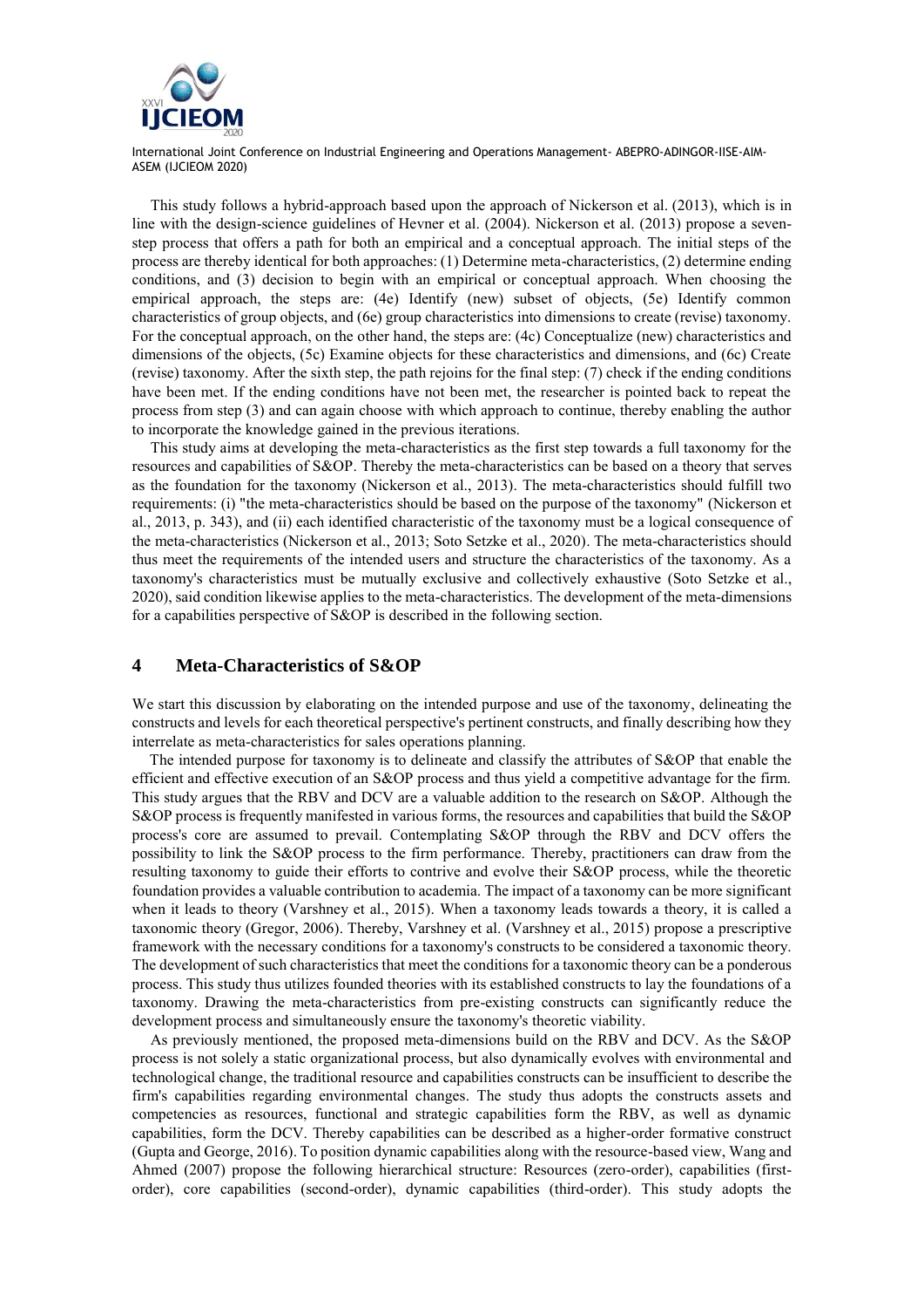This study follows a hybrid-approach based upon the approach of Nickerson et al. (2013), which is in line with the design-science guidelines of Hevner et al. (2004). Nickerson et al. (2013) propose a seven-step process that offers a path for both an empirical and a conceptual approach. The initial steps of the process are thereby identical for both approaches: (1) Determine meta-characteristics, (2) determine ending conditions, and (3) decision to begin with an empirical or conceptual approach. When choosing the empirical approach, the steps are: (4e) Identify (new) subset of objects, (5e) Identify common characteristics of group objects, and (6e) group characteristics into dimensions to create (revise) taxonomy. For the conceptual approach, on the other hand, the steps are: (4c) Conceptualize (new) characteristics and dimensions of the objects, (5c) Examine objects for these characteristics and dimensions, and (6c) Create (revise) taxonomy. After the sixth step, the path rejoins for the final step: (7) check if the ending conditions have been met. If the ending conditions have not been met, the researcher is pointed back to repeat the process from step (3) and can again choose with which approach to continue, thereby enabling the author to incorporate the knowledge gained in the previous iterations.

This study aims at developing the meta-characteristics as the first step towards a full taxonomy for the resources and capabilities of S&OP. Thereby the meta-characteristics can be based on a theory that serves as the foundation for the taxonomy (Nickerson et al., 2013). The meta-characteristics should fulfill two requirements: (i) "the meta-characteristics should be based on the purpose of the taxonomy" (Nickerson et al., 2013, p. 343), and (ii) each identified characteristic of the taxonomy must be a logical consequence of the meta-characteristics (Nickerson et al., 2013; Soto Setzke et al., 2020). The meta-characteristics should thus meet the requirements of the intended users and structure the characteristics of the taxonomy. As a taxonomy's characteristics must be mutually exclusive and collectively exhaustive (Soto Setzke et al., 2020), said condition likewise applies to the meta-characteristics. The development of the meta-dimensions for a capabilities perspective of S&OP is described in the following section.

## 4 Meta-Characteristics of S&OP

We start this discussion by elaborating on the intended purpose and use of the taxonomy, delineating the constructs and levels for each theoretical perspective's pertinent constructs, and finally describing how they interrelate as meta-characteristics for sales operations planning.

The intended purpose for taxonomy is to delineate and classify the attributes of S&OP that enable the efficient and effective execution of an S&OP process and thus yield a competitive advantage for the firm. This study argues that the RBV and DCV are a valuable addition to the research on S&OP. Although the S&OP process is frequently manifested in various forms, the resources and capabilities that build the S&OP process's core are assumed to prevail. Contemplating S&OP through the RBV and DCV offers the possibility to link the S&OP process to the firm performance. Thereby, practitioners can draw from the resulting taxonomy to guide their efforts to contrive and evolve their S&OP process, while the theoretic foundation provides a valuable contribution to academia. The impact of a taxonomy can be more significant when it leads to theory (Varshney et al., 2015). When a taxonomy leads towards a theory, it is called a taxonomic theory (Gregor, 2006). Thereby, Varshney et al. (Varshney et al., 2015) propose a prescriptive framework with the necessary conditions for a taxonomy's constructs to be considered a taxonomic theory. The development of such characteristics that meet the conditions for a taxonomic theory can be a ponderous process. This study thus utilizes founded theories with its established constructs to lay the foundations of a taxonomy. Drawing the meta-characteristics from pre-existing constructs can significantly reduce the development process and simultaneously ensure the taxonomy's theoretic viability.

As previously mentioned, the proposed meta-dimensions build on the RBV and DCV. As the S&OP process is not solely a static organizational process, but also dynamically evolves with environmental and technological change, the traditional resource and capabilities constructs can be insufficient to describe the firm's capabilities regarding environmental changes. The study thus adopts the constructs assets and competencies as resources, functional and strategic capabilities form the RBV, as well as dynamic capabilities, form the DCV. Thereby capabilities can be described as a higher-order formative construct (Gupta and George, 2016). To position dynamic capabilities along with the resource-based view, Wang and Ahmed (2007) propose the following hierarchical structure: Resources (zero-order), capabilities (first-order), core capabilities (second-order), dynamic capabilities (third-order). This study adopts the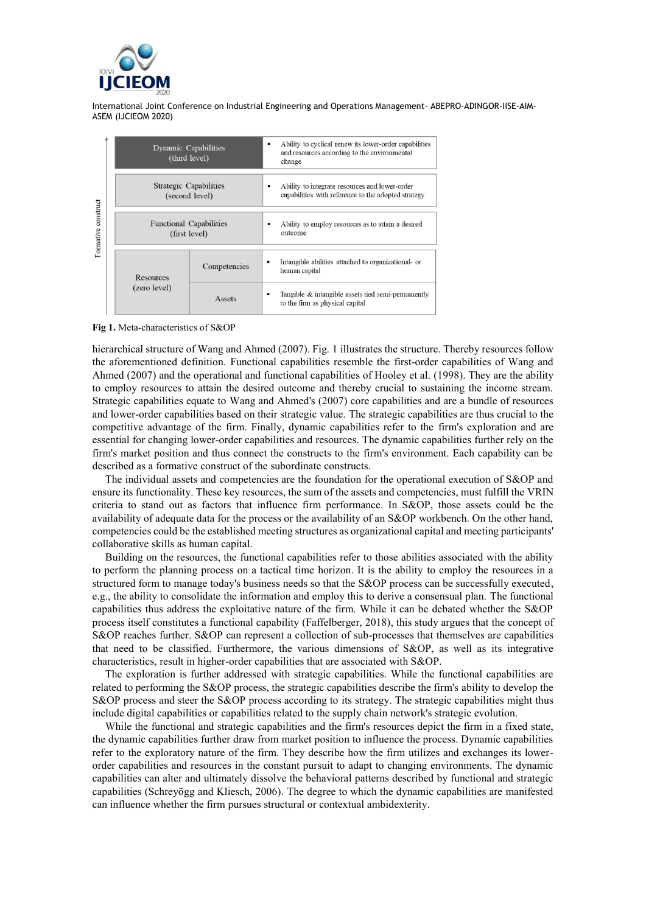| Dynamic Capabilities (third level) | | ▪ Ability to cyclical renew its lower-order capabilities and resources according to the environmental change |
| --- | --- | --- |
| Strategic Capabilities (second level) | | ▪ Ability to integrate resources and lower-order capabilities with reference to the adopted strategy |
| Functional Capabilities (first level) | | ▪ Ability to employ resources as to attain a desired outcome |
| Resources (zero level) | Competencies | ▪ Intangible abilities attached to organizational- or human capital |
| | Assets | ▪ Tangible & intangible assets tied semi-permanently to the firm as physical capital |

Formative construct

**Fig 1.** Meta-characteristics of S&OP

hierarchical structure of Wang and Ahmed (2007). Fig. 1 illustrates the structure. Thereby resources follow the aforementioned definition. Functional capabilities resemble the first-order capabilities of Wang and Ahmed (2007) and the operational and functional capabilities of Hooley et al. (1998). They are the ability to employ resources to attain the desired outcome and thereby crucial to sustaining the income stream. Strategic capabilities equate to Wang and Ahmed's (2007) core capabilities and are a bundle of resources and lower-order capabilities based on their strategic value. The strategic capabilities are thus crucial to the competitive advantage of the firm. Finally, dynamic capabilities refer to the firm's exploration and are essential for changing lower-order capabilities and resources. The dynamic capabilities further rely on the firm's market position and thus connect the constructs to the firm's environment. Each capability can be described as a formative construct of the subordinate constructs.

The individual assets and competencies are the foundation for the operational execution of S&OP and ensure its functionality. These key resources, the sum of the assets and competencies, must fulfill the VRIN criteria to stand out as factors that influence firm performance. In S&OP, those assets could be the availability of adequate data for the process or the availability of an S&OP workbench. On the other hand, competencies could be the established meeting structures as organizational capital and meeting participants' collaborative skills as human capital.

Building on the resources, the functional capabilities refer to those abilities associated with the ability to perform the planning process on a tactical time horizon. It is the ability to employ the resources in a structured form to manage today's business needs so that the S&OP process can be successfully executed, e.g., the ability to consolidate the information and employ this to derive a consensual plan. The functional capabilities thus address the exploitative nature of the firm. While it can be debated whether the S&OP process itself constitutes a functional capability (Faffelberger, 2018), this study argues that the concept of S&OP reaches further. S&OP can represent a collection of sub-processes that themselves are capabilities that need to be classified. Furthermore, the various dimensions of S&OP, as well as its integrative characteristics, result in higher-order capabilities that are associated with S&OP.

The exploration is further addressed with strategic capabilities. While the functional capabilities are related to performing the S&OP process, the strategic capabilities describe the firm's ability to develop the S&OP process and steer the S&OP process according to its strategy. The strategic capabilities might thus include digital capabilities or capabilities related to the supply chain network's strategic evolution.

While the functional and strategic capabilities and the firm's resources depict the firm in a fixed state, the dynamic capabilities further draw from market position to influence the process. Dynamic capabilities refer to the exploratory nature of the firm. They describe how the firm utilizes and exchanges its lower-order capabilities and resources in the constant pursuit to adapt to changing environments. The dynamic capabilities can alter and ultimately dissolve the behavioral patterns described by functional and strategic capabilities (Schreyögg and Kliesch, 2006). The degree to which the dynamic capabilities are manifested can influence whether the firm pursues structural or contextual ambidexterity.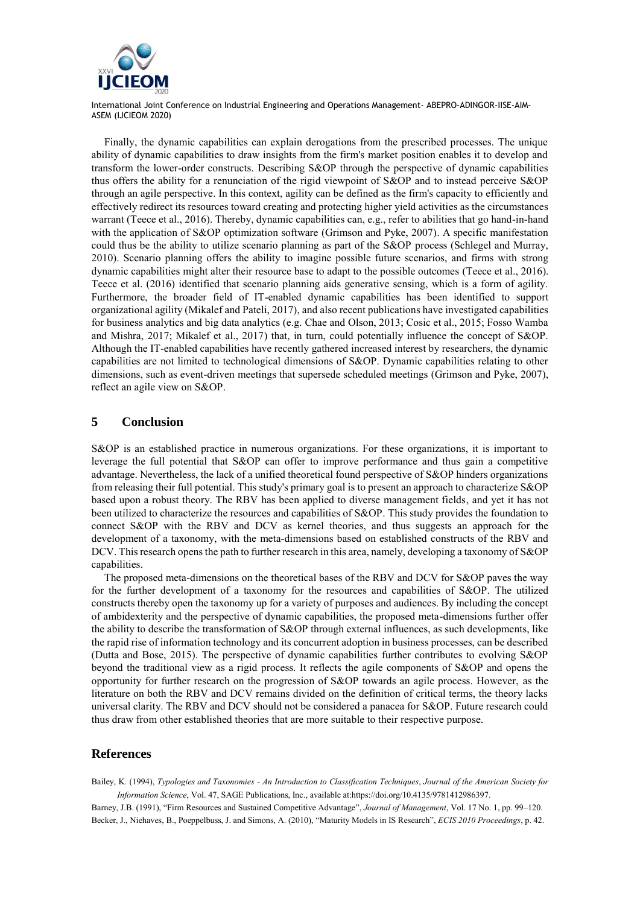Finally, the dynamic capabilities can explain derogations from the prescribed processes. The unique ability of dynamic capabilities to draw insights from the firm's market position enables it to develop and transform the lower-order constructs. Describing S&OP through the perspective of dynamic capabilities thus offers the ability for a renunciation of the rigid viewpoint of S&OP and to instead perceive S&OP through an agile perspective. In this context, agility can be defined as the firm's capacity to efficiently and effectively redirect its resources toward creating and protecting higher yield activities as the circumstances warrant (Teece et al., 2016). Thereby, dynamic capabilities can, e.g., refer to abilities that go hand-in-hand with the application of S&OP optimization software (Grimson and Pyke, 2007). A specific manifestation could thus be the ability to utilize scenario planning as part of the S&OP process (Schlegel and Murray, 2010). Scenario planning offers the ability to imagine possible future scenarios, and firms with strong dynamic capabilities might alter their resource base to adapt to the possible outcomes (Teece et al., 2016). Teece et al. (2016) identified that scenario planning aids generative sensing, which is a form of agility. Furthermore, the broader field of IT-enabled dynamic capabilities has been identified to support organizational agility (Mikalef and Pateli, 2017), and also recent publications have investigated capabilities for business analytics and big data analytics (e.g. Chae and Olson, 2013; Cosic et al., 2015; Fosso Wamba and Mishra, 2017; Mikalef et al., 2017) that, in turn, could potentially influence the concept of S&OP. Although the IT-enabled capabilities have recently gathered increased interest by researchers, the dynamic capabilities are not limited to technological dimensions of S&OP. Dynamic capabilities relating to other dimensions, such as event-driven meetings that supersede scheduled meetings (Grimson and Pyke, 2007), reflect an agile view on S&OP.

## 5 Conclusion

S&OP is an established practice in numerous organizations. For these organizations, it is important to leverage the full potential that S&OP can offer to improve performance and thus gain a competitive advantage. Nevertheless, the lack of a unified theoretical found perspective of S&OP hinders organizations from releasing their full potential. This study's primary goal is to present an approach to characterize S&OP based upon a robust theory. The RBV has been applied to diverse management fields, and yet it has not been utilized to characterize the resources and capabilities of S&OP. This study provides the foundation to connect S&OP with the RBV and DCV as kernel theories, and thus suggests an approach for the development of a taxonomy, with the meta-dimensions based on established constructs of the RBV and DCV. This research opens the path to further research in this area, namely, developing a taxonomy of S&OP capabilities.

The proposed meta-dimensions on the theoretical bases of the RBV and DCV for S&OP paves the way for the further development of a taxonomy for the resources and capabilities of S&OP. The utilized constructs thereby open the taxonomy up for a variety of purposes and audiences. By including the concept of ambidexterity and the perspective of dynamic capabilities, the proposed meta-dimensions further offer the ability to describe the transformation of S&OP through external influences, as such developments, like the rapid rise of information technology and its concurrent adoption in business processes, can be described (Dutta and Bose, 2015). The perspective of dynamic capabilities further contributes to evolving S&OP beyond the traditional view as a rigid process. It reflects the agile components of S&OP and opens the opportunity for further research on the progression of S&OP towards an agile process. However, as the literature on both the RBV and DCV remains divided on the definition of critical terms, the theory lacks universal clarity. The RBV and DCV should not be considered a panacea for S&OP. Future research could thus draw from other established theories that are more suitable to their respective purpose.

## References

Bailey, K. (1994), *Typologies and Taxonomies - An Introduction to Classification Techniques*, *Journal of the American Society for Information Science*, Vol. 47, SAGE Publications, Inc., available at:https://doi.org/10.4135/9781412986397.

Barney, J.B. (1991), "Firm Resources and Sustained Competitive Advantage", *Journal of Management*, Vol. 17 No. 1, pp. 99–120.

Becker, J., Niehaves, B., Poeppelbuss, J. and Simons, A. (2010), "Maturity Models in IS Research", *ECIS 2010 Proceedings*, p. 42.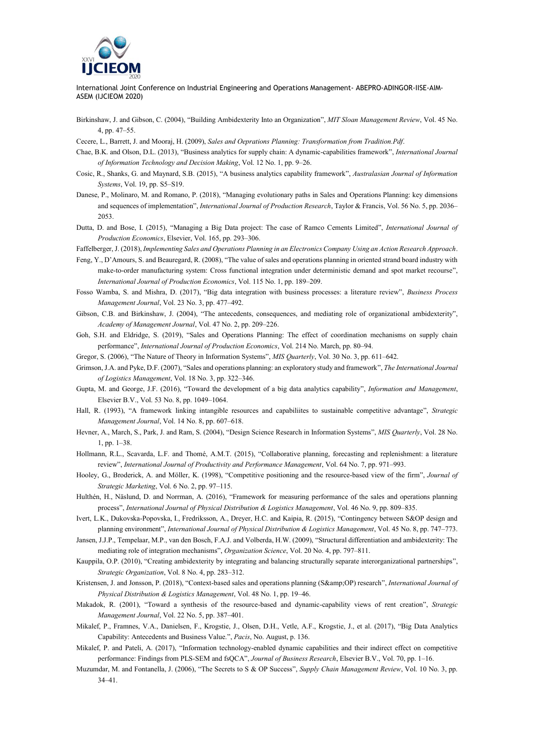Birkinshaw, J. and Gibson, C. (2004), "Building Ambidexterity Into an Organization", *MIT Sloan Management Review*, Vol. 45 No. 4, pp. 47–55.

Cecere, L., Barrett, J. and Mooraj, H. (2009), *Sales and Oeprations Planning: Transformation from Tradition.Pdf*.

Chae, B.K. and Olson, D.L. (2013), "Business analytics for supply chain: A dynamic-capabilities framework", *International Journal of Information Technology and Decision Making*, Vol. 12 No. 1, pp. 9–26.

Cosic, R., Shanks, G. and Maynard, S.B. (2015), "A business analytics capability framework", *Australasian Journal of Information Systems*, Vol. 19, pp. S5–S19.

Danese, P., Molinaro, M. and Romano, P. (2018), "Managing evolutionary paths in Sales and Operations Planning: key dimensions and sequences of implementation", *International Journal of Production Research*, Taylor & Francis, Vol. 56 No. 5, pp. 2036–2053.

Dutta, D. and Bose, I. (2015), "Managing a Big Data project: The case of Ramco Cements Limited", *International Journal of Production Economics*, Elsevier, Vol. 165, pp. 293–306.

Faffelberger, J. (2018), *Implementing Sales and Operations Planning in an Electronics Company Using an Action Research Approach*.

Feng, Y., D'Amours, S. and Beauregard, R. (2008), "The value of sales and operations planning in oriented strand board industry with make-to-order manufacturing system: Cross functional integration under deterministic demand and spot market recourse", *International Journal of Production Economics*, Vol. 115 No. 1, pp. 189–209.

Fosso Wamba, S. and Mishra, D. (2017), "Big data integration with business processes: a literature review", *Business Process Management Journal*, Vol. 23 No. 3, pp. 477–492.

Gibson, C.B. and Birkinshaw, J. (2004), "The antecedents, consequences, and mediating role of organizational ambidexterity", *Academy of Management Journal*, Vol. 47 No. 2, pp. 209–226.

Goh, S.H. and Eldridge, S. (2019), "Sales and Operations Planning: The effect of coordination mechanisms on supply chain performance", *International Journal of Production Economics*, Vol. 214 No. March, pp. 80–94.

Gregor, S. (2006), "The Nature of Theory in Information Systems", *MIS Quarterly*, Vol. 30 No. 3, pp. 611–642.

Grimson, J.A. and Pyke, D.F. (2007), "Sales and operations planning: an exploratory study and framework", *The International Journal of Logistics Management*, Vol. 18 No. 3, pp. 322–346.

Gupta, M. and George, J.F. (2016), "Toward the development of a big data analytics capability", *Information and Management*, Elsevier B.V., Vol. 53 No. 8, pp. 1049–1064.

Hall, R. (1993), "A framework linking intangible resources and capabiliites to sustainable competitive advantage", *Strategic Management Journal*, Vol. 14 No. 8, pp. 607–618.

Hevner, A., March, S., Park, J. and Ram, S. (2004), "Design Science Research in Information Systems", *MIS Quarterly*, Vol. 28 No. 1, pp. 1–38.

Hollmann, R.L., Scavarda, L.F. and Thomé, A.M.T. (2015), "Collaborative planning, forecasting and replenishment: a literature review", *International Journal of Productivity and Performance Management*, Vol. 64 No. 7, pp. 971–993.

Hooley, G., Broderick, A. and Möller, K. (1998), "Competitive positioning and the resource-based view of the firm", *Journal of Strategic Marketing*, Vol. 6 No. 2, pp. 97–115.

Hulthén, H., Näslund, D. and Norrman, A. (2016), "Framework for measuring performance of the sales and operations planning process", *International Journal of Physical Distribution & Logistics Management*, Vol. 46 No. 9, pp. 809–835.

Ivert, L.K., Dukovska-Popovska, I., Fredriksson, A., Dreyer, H.C. and Kaipia, R. (2015), "Contingency between S&OP design and planning environment", *International Journal of Physical Distribution & Logistics Management*, Vol. 45 No. 8, pp. 747–773.

Jansen, J.J.P., Tempelaar, M.P., van den Bosch, F.A.J. and Volberda, H.W. (2009), "Structural differentiation and ambidexterity: The mediating role of integration mechanisms", *Organization Science*, Vol. 20 No. 4, pp. 797–811.

Kauppila, O.P. (2010), "Creating ambidexterity by integrating and balancing structurally separate interorganizational partnerships", *Strategic Organization*, Vol. 8 No. 4, pp. 283–312.

Kristensen, J. and Jonsson, P. (2018), "Context-based sales and operations planning (S&amp;OP) research", *International Journal of Physical Distribution & Logistics Management*, Vol. 48 No. 1, pp. 19–46.

Makadok, R. (2001), "Toward a synthesis of the resource-based and dynamic-capability views of rent creation", *Strategic Management Journal*, Vol. 22 No. 5, pp. 387–401.

Mikalef, P., Framnes, V.A., Danielsen, F., Krogstie, J., Olsen, D.H., Vetle, A.F., Krogstie, J., et al. (2017), "Big Data Analytics Capability: Antecedents and Business Value.", *Pacis*, No. August, p. 136.

Mikalef, P. and Pateli, A. (2017), "Information technology-enabled dynamic capabilities and their indirect effect on competitive performance: Findings from PLS-SEM and fsQCA", *Journal of Business Research*, Elsevier B.V., Vol. 70, pp. 1–16.

Muzumdar, M. and Fontanella, J. (2006), "The Secrets to S & OP Success", *Supply Chain Management Review*, Vol. 10 No. 3, pp. 34–41.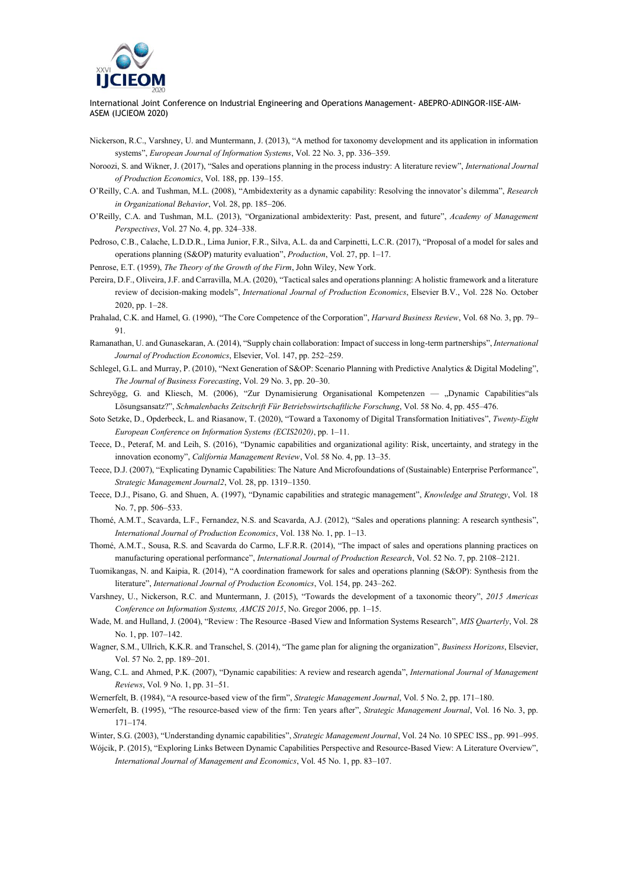Nickerson, R.C., Varshney, U. and Muntermann, J. (2013), "A method for taxonomy development and its application in information systems", *European Journal of Information Systems*, Vol. 22 No. 3, pp. 336–359.

Noroozi, S. and Wikner, J. (2017), "Sales and operations planning in the process industry: A literature review", *International Journal of Production Economics*, Vol. 188, pp. 139–155.

O'Reilly, C.A. and Tushman, M.L. (2008), "Ambidexterity as a dynamic capability: Resolving the innovator's dilemma", *Research in Organizational Behavior*, Vol. 28, pp. 185–206.

O'Reilly, C.A. and Tushman, M.L. (2013), "Organizational ambidexterity: Past, present, and future", *Academy of Management Perspectives*, Vol. 27 No. 4, pp. 324–338.

Pedroso, C.B., Calache, L.D.D.R., Lima Junior, F.R., Silva, A.L. da and Carpinetti, L.C.R. (2017), "Proposal of a model for sales and operations planning (S&OP) maturity evaluation", *Production*, Vol. 27, pp. 1–17.

Penrose, E.T. (1959), *The Theory of the Growth of the Firm*, John Wiley, New York.

Pereira, D.F., Oliveira, J.F. and Carravilla, M.A. (2020), "Tactical sales and operations planning: A holistic framework and a literature review of decision-making models", *International Journal of Production Economics*, Elsevier B.V., Vol. 228 No. October 2020, pp. 1–28.

Prahalad, C.K. and Hamel, G. (1990), "The Core Competence of the Corporation", *Harvard Business Review*, Vol. 68 No. 3, pp. 79–91.

Ramanathan, U. and Gunasekaran, A. (2014), "Supply chain collaboration: Impact of success in long-term partnerships", *International Journal of Production Economics*, Elsevier, Vol. 147, pp. 252–259.

Schlegel, G.L. and Murray, P. (2010), "Next Generation of S&OP: Scenario Planning with Predictive Analytics & Digital Modeling", *The Journal of Business Forecasting*, Vol. 29 No. 3, pp. 20–30.

Schreyögg, G. and Kliesch, M. (2006), "Zur Dynamisierung Organisational Kompetenzen — „Dynamic Capabilities"als Lösungsansatz?", *Schmalenbachs Zeitschrift Für Betriebswirtschaftliche Forschung*, Vol. 58 No. 4, pp. 455–476.

Soto Setzke, D., Opderbeck, L. and Riasanow, T. (2020), "Toward a Taxonomy of Digital Transformation Initiatives", *Twenty-Eight European Conference on Information Systems (ECIS2020)*, pp. 1–11.

Teece, D., Peteraf, M. and Leih, S. (2016), "Dynamic capabilities and organizational agility: Risk, uncertainty, and strategy in the innovation economy", *California Management Review*, Vol. 58 No. 4, pp. 13–35.

Teece, D.J. (2007), "Explicating Dynamic Capabilities: The Nature And Microfoundations of (Sustainable) Enterprise Performance", *Strategic Management Journal2*, Vol. 28, pp. 1319–1350.

Teece, D.J., Pisano, G. and Shuen, A. (1997), "Dynamic capabilities and strategic management", *Knowledge and Strategy*, Vol. 18 No. 7, pp. 506–533.

Thomé, A.M.T., Scavarda, L.F., Fernandez, N.S. and Scavarda, A.J. (2012), "Sales and operations planning: A research synthesis", *International Journal of Production Economics*, Vol. 138 No. 1, pp. 1–13.

Thomé, A.M.T., Sousa, R.S. and Scavarda do Carmo, L.F.R.R. (2014), "The impact of sales and operations planning practices on manufacturing operational performance", *International Journal of Production Research*, Vol. 52 No. 7, pp. 2108–2121.

Tuomikangas, N. and Kaipia, R. (2014), "A coordination framework for sales and operations planning (S&OP): Synthesis from the literature", *International Journal of Production Economics*, Vol. 154, pp. 243–262.

Varshney, U., Nickerson, R.C. and Muntermann, J. (2015), "Towards the development of a taxonomic theory", *2015 Americas Conference on Information Systems, AMCIS 2015*, No. Gregor 2006, pp. 1–15.

Wade, M. and Hulland, J. (2004), "Review : The Resource -Based View and Information Systems Research", *MIS Quarterly*, Vol. 28 No. 1, pp. 107–142.

Wagner, S.M., Ullrich, K.K.R. and Transchel, S. (2014), "The game plan for aligning the organization", *Business Horizons*, Elsevier, Vol. 57 No. 2, pp. 189–201.

Wang, C.L. and Ahmed, P.K. (2007), "Dynamic capabilities: A review and research agenda", *International Journal of Management Reviews*, Vol. 9 No. 1, pp. 31–51.

Wernerfelt, B. (1984), "A resource-based view of the firm", *Strategic Management Journal*, Vol. 5 No. 2, pp. 171–180.

Wernerfelt, B. (1995), "The resource-based view of the firm: Ten years after", *Strategic Management Journal*, Vol. 16 No. 3, pp. 171–174.

Winter, S.G. (2003), "Understanding dynamic capabilities", *Strategic Management Journal*, Vol. 24 No. 10 SPEC ISS., pp. 991–995.

Wójcik, P. (2015), "Exploring Links Between Dynamic Capabilities Perspective and Resource-Based View: A Literature Overview", *International Journal of Management and Economics*, Vol. 45 No. 1, pp. 83–107.